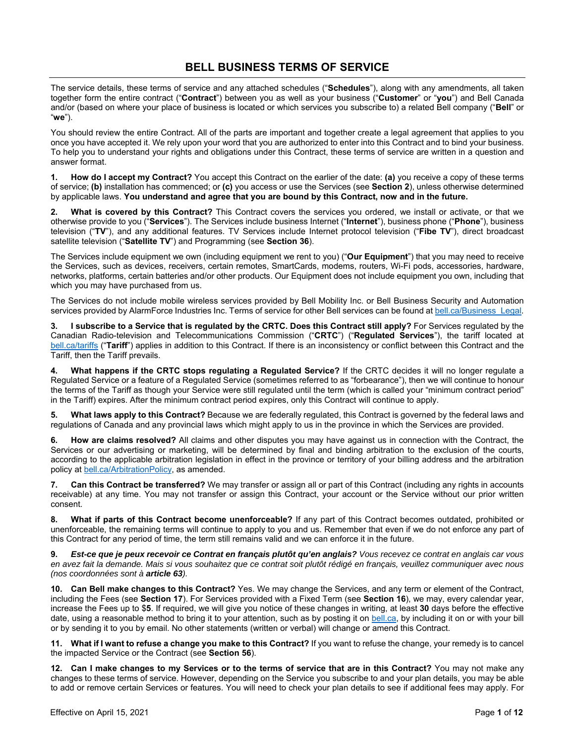# BELL BUSINESS TERMS OF SERVICE

The service details, these terms of service and any attached schedules ("**Schedules**"), along with any amendments, all taken together form the entire contract ("**Contract**") between you as well as your business ("**Customer**" or "**you**") and Bell Canada and/or (based on where your place of business is located or which services you subscribe to) a related Bell company ("**Bell**" or "**we**").

You should review the entire Contract. All of the parts are important and together create a legal agreement that applies to you once you have accepted it. We rely upon your word that you are authorized to enter into this Contract and to bind your business. To help you to understand your rights and obligations under this Contract, these terms of service are written in a question and answer format.

**1. How do I accept my Contract?** You accept this Contract on the earlier of the date: **(a)** you receive a copy of these terms of service; **(b)** installation has commenced; or **(c)** you access or use the Services (see **Section 2**), unless otherwise determined by applicable laws. **You understand and agree that you are bound by this Contract, now and in the future.**

**2. What is covered by this Contract?** This Contract covers the services you ordered, we install or activate, or that we otherwise provide to you ("**Services**"). The Services include business Internet ("**Internet**"), business phone ("**Phone**"), business television ("**TV**"), and any additional features. TV Services include Internet protocol television ("**Fibe TV**"), direct broadcast satellite television ("**Satellite TV**") and Programming (see **Section 36**).

The Services include equipment we own (including equipment we rent to you) ("**Our Equipment**") that you may need to receive the Services, such as devices, receivers, certain remotes, SmartCards, modems, routers, Wi-Fi pods, accessories, hardware, networks, platforms, certain batteries and/or other products. Our Equipment does not include equipment you own, including that which you may have purchased from us.

The Services do not include mobile wireless services provided by Bell Mobility Inc. or Bell Business Security and Automation services provided by AlarmForce Industries Inc. Terms of service for other Bell services can be found at bell.ca/Business_Legal.

**3. I subscribe to a Service that is regulated by the CRTC. Does this Contract still apply?** For Services regulated by the Canadian Radio-television and Telecommunications Commission ("**CRTC**") ("**Regulated Services**"), the tariff located at bell.ca/tariffs ("**Tariff**") applies in addition to this Contract. If there is an inconsistency or conflict between this Contract and the Tariff, then the Tariff prevails.

**4. What happens if the CRTC stops regulating a Regulated Service?** If the CRTC decides it will no longer regulate a Regulated Service or a feature of a Regulated Service (sometimes referred to as "forbearance"), then we will continue to honour the terms of the Tariff as though your Service were still regulated until the term (which is called your "minimum contract period" in the Tariff) expires. After the minimum contract period expires, only this Contract will continue to apply.

**5. What laws apply to this Contract?** Because we are federally regulated, this Contract is governed by the federal laws and regulations of Canada and any provincial laws which might apply to us in the province in which the Services are provided.

**6. How are claims resolved?** All claims and other disputes you may have against us in connection with the Contract, the Services or our advertising or marketing, will be determined by final and binding arbitration to the exclusion of the courts, according to the applicable arbitration legislation in effect in the province or territory of your billing address and the arbitration policy at bell.ca/ArbitrationPolicy, as amended.

**7. Can this Contract be transferred?** We may transfer or assign all or part of this Contract (including any rights in accounts receivable) at any time. You may not transfer or assign this Contract, your account or the Service without our prior written consent.

**8. What if parts of this Contract become unenforceable?** If any part of this Contract becomes outdated, prohibited or unenforceable, the remaining terms will continue to apply to you and us. Remember that even if we do not enforce any part of this Contract for any period of time, the term still remains valid and we can enforce it in the future.

***9. Est-ce que je peux recevoir ce Contrat en français plutôt qu'en anglais?*** *Vous recevez ce contrat en anglais car vous en avez fait la demande. Mais si vous souhaitez que ce contrat soit plutôt rédigé en français, veuillez communiquer avec nous (nos coordonnées sont à* ***article 63****).*

**10. Can Bell make changes to this Contract?** Yes. We may change the Services, and any term or element of the Contract, including the Fees (see **Section 17**). For Services provided with a Fixed Term (see **Section 16**), we may, every calendar year, increase the Fees up to $**5**. If required, we will give you notice of these changes in writing, at least **30** days before the effective date, using a reasonable method to bring it to your attention, such as by posting it on bell.ca, by including it on or with your bill or by sending it to you by email. No other statements (written or verbal) will change or amend this Contract.

**11. What if I want to refuse a change you make to this Contract?** If you want to refuse the change, your remedy is to cancel the impacted Service or the Contract (see **Section 56**).

**12. Can I make changes to my Services or to the terms of service that are in this Contract?** You may not make any changes to these terms of service. However, depending on the Service you subscribe to and your plan details, you may be able to add or remove certain Services or features. You will need to check your plan details to see if additional fees may apply. For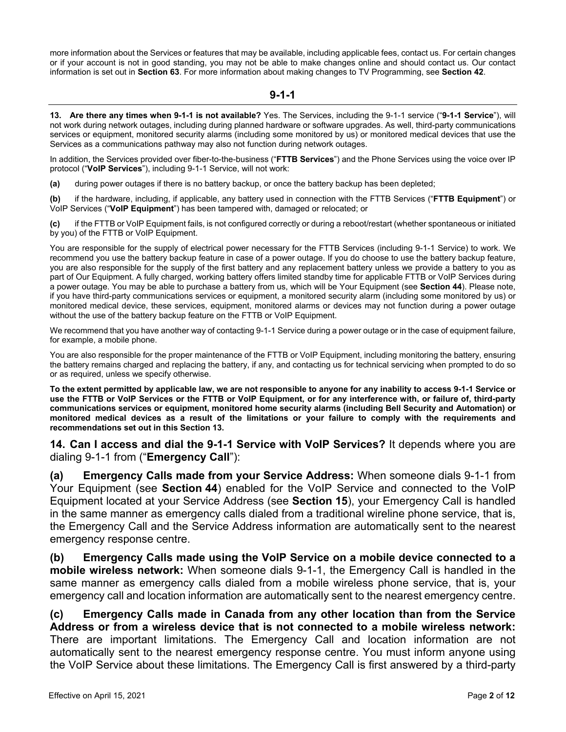more information about the Services or features that may be available, including applicable fees, contact us. For certain changes or if your account is not in good standing, you may not be able to make changes online and should contact us. Our contact information is set out in **Section 63**. For more information about making changes to TV Programming, see **Section 42**.

## 9-1-1

**13. Are there any times when 9-1-1 is not available?** Yes. The Services, including the 9-1-1 service ("**9-1-1 Service**"), will not work during network outages, including during planned hardware or software upgrades. As well, third-party communications services or equipment, monitored security alarms (including some monitored by us) or monitored medical devices that use the Services as a communications pathway may also not function during network outages.

In addition, the Services provided over fiber-to-the-business ("**FTTB Services**") and the Phone Services using the voice over IP protocol ("**VoIP Services**"), including 9-1-1 Service, will not work:

**(a)** during power outages if there is no battery backup, or once the battery backup has been depleted;

**(b)** if the hardware, including, if applicable, any battery used in connection with the FTTB Services ("**FTTB Equipment**") or VoIP Services ("**VoIP Equipment**") has been tampered with, damaged or relocated; or

**(c)** if the FTTB or VoIP Equipment fails, is not configured correctly or during a reboot/restart (whether spontaneous or initiated by you) of the FTTB or VoIP Equipment.

You are responsible for the supply of electrical power necessary for the FTTB Services (including 9-1-1 Service) to work. We recommend you use the battery backup feature in case of a power outage. If you do choose to use the battery backup feature, you are also responsible for the supply of the first battery and any replacement battery unless we provide a battery to you as part of Our Equipment. A fully charged, working battery offers limited standby time for applicable FTTB or VoIP Services during a power outage. You may be able to purchase a battery from us, which will be Your Equipment (see **Section 44**). Please note, if you have third-party communications services or equipment, a monitored security alarm (including some monitored by us) or monitored medical device, these services, equipment, monitored alarms or devices may not function during a power outage without the use of the battery backup feature on the FTTB or VoIP Equipment.

We recommend that you have another way of contacting 9-1-1 Service during a power outage or in the case of equipment failure, for example, a mobile phone.

You are also responsible for the proper maintenance of the FTTB or VoIP Equipment, including monitoring the battery, ensuring the battery remains charged and replacing the battery, if any, and contacting us for technical servicing when prompted to do so or as required, unless we specify otherwise.

**To the extent permitted by applicable law, we are not responsible to anyone for any inability to access 9-1-1 Service or use the FTTB or VoIP Services or the FTTB or VoIP Equipment, or for any interference with, or failure of, third-party communications services or equipment, monitored home security alarms (including Bell Security and Automation) or monitored medical devices as a result of the limitations or your failure to comply with the requirements and recommendations set out in this Section 13.**

**14. Can I access and dial the 9-1-1 Service with VoIP Services?** It depends where you are dialing 9-1-1 from ("**Emergency Call**"):

**(a) Emergency Calls made from your Service Address:** When someone dials 9-1-1 from Your Equipment (see **Section 44**) enabled for the VoIP Service and connected to the VoIP Equipment located at your Service Address (see **Section 15**), your Emergency Call is handled in the same manner as emergency calls dialed from a traditional wireline phone service, that is, the Emergency Call and the Service Address information are automatically sent to the nearest emergency response centre.

**(b) Emergency Calls made using the VoIP Service on a mobile device connected to a mobile wireless network:** When someone dials 9-1-1, the Emergency Call is handled in the same manner as emergency calls dialed from a mobile wireless phone service, that is, your emergency call and location information are automatically sent to the nearest emergency centre.

**(c) Emergency Calls made in Canada from any other location than from the Service Address or from a wireless device that is not connected to a mobile wireless network:** There are important limitations. The Emergency Call and location information are not automatically sent to the nearest emergency response centre. You must inform anyone using the VoIP Service about these limitations. The Emergency Call is first answered by a third-party

Effective on April 15, 2021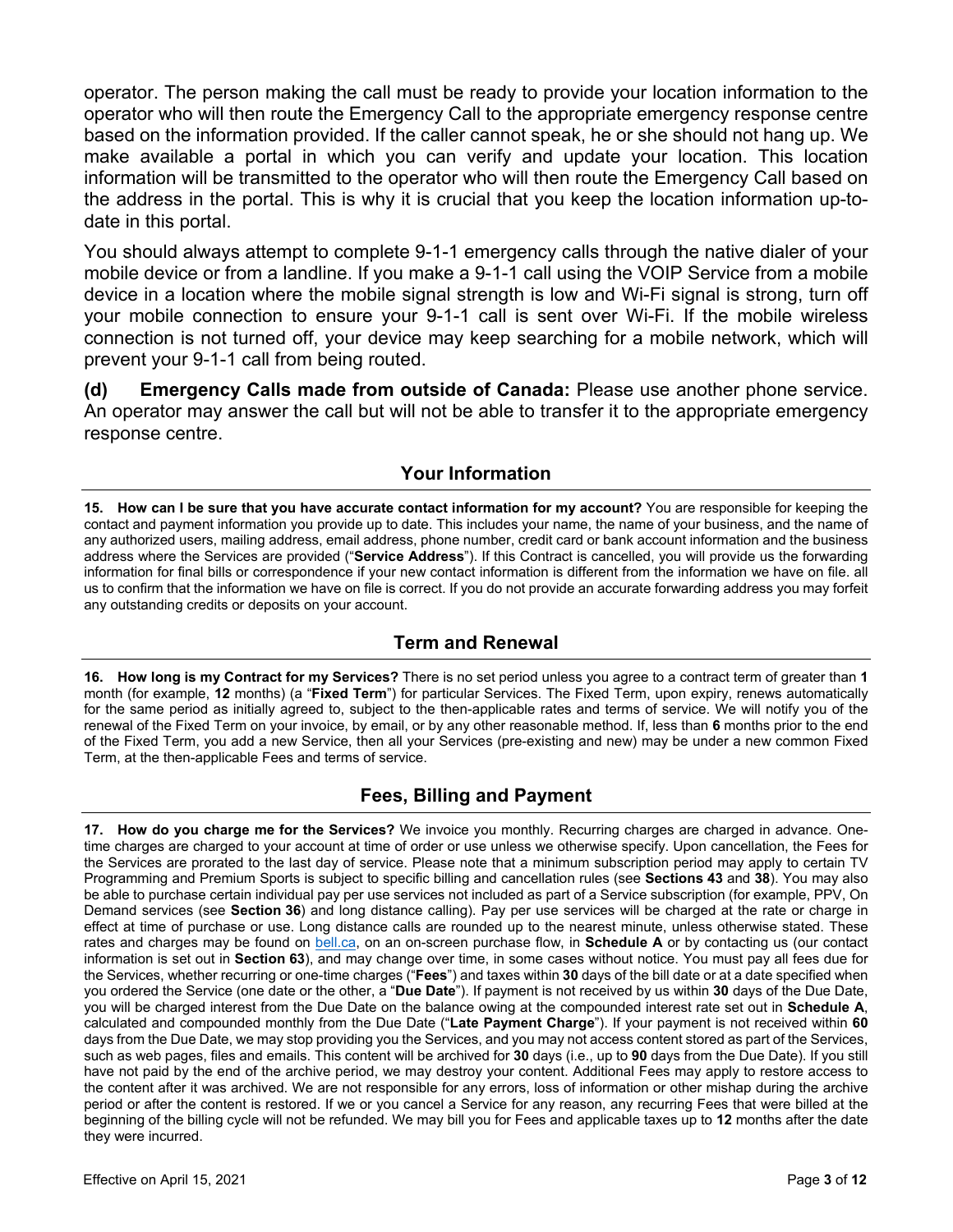operator. The person making the call must be ready to provide your location information to the operator who will then route the Emergency Call to the appropriate emergency response centre based on the information provided. If the caller cannot speak, he or she should not hang up. We make available a portal in which you can verify and update your location. This location information will be transmitted to the operator who will then route the Emergency Call based on the address in the portal. This is why it is crucial that you keep the location information up-to-date in this portal.

You should always attempt to complete 9-1-1 emergency calls through the native dialer of your mobile device or from a landline. If you make a 9-1-1 call using the VOIP Service from a mobile device in a location where the mobile signal strength is low and Wi-Fi signal is strong, turn off your mobile connection to ensure your 9-1-1 call is sent over Wi-Fi. If the mobile wireless connection is not turned off, your device may keep searching for a mobile network, which will prevent your 9-1-1 call from being routed.

**(d) Emergency Calls made from outside of Canada:** Please use another phone service. An operator may answer the call but will not be able to transfer it to the appropriate emergency response centre.

## Your Information

**15. How can I be sure that you have accurate contact information for my account?** You are responsible for keeping the contact and payment information you provide up to date. This includes your name, the name of your business, and the name of any authorized users, mailing address, email address, phone number, credit card or bank account information and the business address where the Services are provided ("**Service Address**"). If this Contract is cancelled, you will provide us the forwarding information for final bills or correspondence if your new contact information is different from the information we have on file. all us to confirm that the information we have on file is correct. If you do not provide an accurate forwarding address you may forfeit any outstanding credits or deposits on your account.

## Term and Renewal

**16. How long is my Contract for my Services?** There is no set period unless you agree to a contract term of greater than **1** month (for example, **12** months) (a "**Fixed Term**") for particular Services. The Fixed Term, upon expiry, renews automatically for the same period as initially agreed to, subject to the then-applicable rates and terms of service. We will notify you of the renewal of the Fixed Term on your invoice, by email, or by any other reasonable method. If, less than **6** months prior to the end of the Fixed Term, you add a new Service, then all your Services (pre-existing and new) may be under a new common Fixed Term, at the then-applicable Fees and terms of service.

## Fees, Billing and Payment

**17. How do you charge me for the Services?** We invoice you monthly. Recurring charges are charged in advance. One-time charges are charged to your account at time of order or use unless we otherwise specify. Upon cancellation, the Fees for the Services are prorated to the last day of service. Please note that a minimum subscription period may apply to certain TV Programming and Premium Sports is subject to specific billing and cancellation rules (see **Sections 43** and **38**). You may also be able to purchase certain individual pay per use services not included as part of a Service subscription (for example, PPV, On Demand services (see **Section 36**) and long distance calling). Pay per use services will be charged at the rate or charge in effect at time of purchase or use. Long distance calls are rounded up to the nearest minute, unless otherwise stated. These rates and charges may be found on [bell.ca](bell.ca), on an on-screen purchase flow, in **Schedule A** or by contacting us (our contact information is set out in **Section 63**), and may change over time, in some cases without notice. You must pay all fees due for the Services, whether recurring or one-time charges ("**Fees**") and taxes within **30** days of the bill date or at a date specified when you ordered the Service (one date or the other, a "**Due Date**"). If payment is not received by us within **30** days of the Due Date, you will be charged interest from the Due Date on the balance owing at the compounded interest rate set out in **Schedule A**, calculated and compounded monthly from the Due Date ("**Late Payment Charge**"). If your payment is not received within **60** days from the Due Date, we may stop providing you the Services, and you may not access content stored as part of the Services, such as web pages, files and emails. This content will be archived for **30** days (i.e., up to **90** days from the Due Date). If you still have not paid by the end of the archive period, we may destroy your content. Additional Fees may apply to restore access to the content after it was archived. We are not responsible for any errors, loss of information or other mishap during the archive period or after the content is restored. If we or you cancel a Service for any reason, any recurring Fees that were billed at the beginning of the billing cycle will not be refunded. We may bill you for Fees and applicable taxes up to **12** months after the date they were incurred.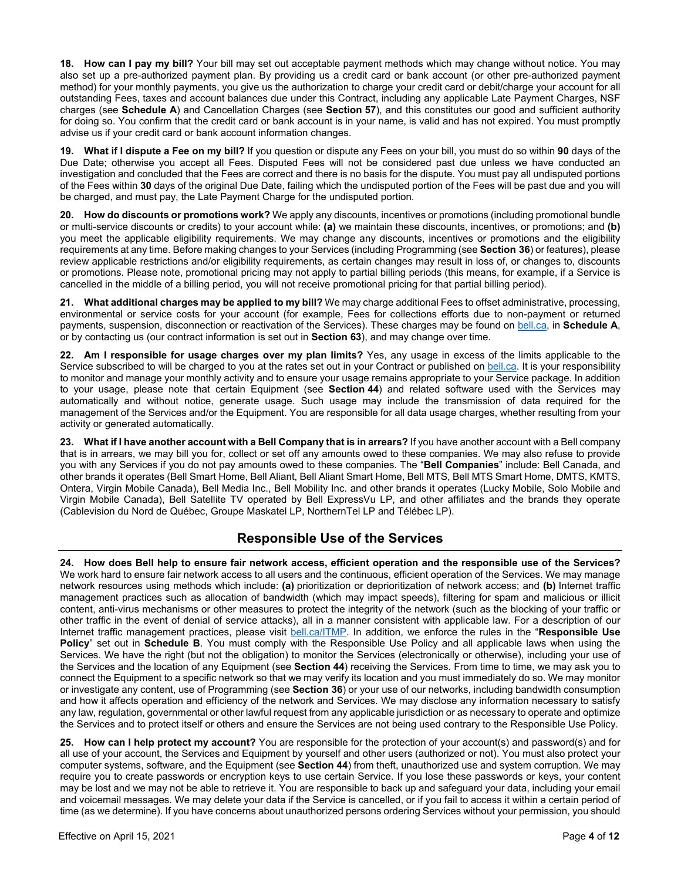**18. How can I pay my bill?** Your bill may set out acceptable payment methods which may change without notice. You may also set up a pre-authorized payment plan. By providing us a credit card or bank account (or other pre-authorized payment method) for your monthly payments, you give us the authorization to charge your credit card or debit/charge your account for all outstanding Fees, taxes and account balances due under this Contract, including any applicable Late Payment Charges, NSF charges (see **Schedule A**) and Cancellation Charges (see **Section 57**), and this constitutes our good and sufficient authority for doing so. You confirm that the credit card or bank account is in your name, is valid and has not expired. You must promptly advise us if your credit card or bank account information changes.

**19. What if I dispute a Fee on my bill?** If you question or dispute any Fees on your bill, you must do so within **90** days of the Due Date; otherwise you accept all Fees. Disputed Fees will not be considered past due unless we have conducted an investigation and concluded that the Fees are correct and there is no basis for the dispute. You must pay all undisputed portions of the Fees within **30** days of the original Due Date, failing which the undisputed portion of the Fees will be past due and you will be charged, and must pay, the Late Payment Charge for the undisputed portion.

**20. How do discounts or promotions work?** We apply any discounts, incentives or promotions (including promotional bundle or multi-service discounts or credits) to your account while: **(a)** we maintain these discounts, incentives, or promotions; and **(b)** you meet the applicable eligibility requirements. We may change any discounts, incentives or promotions and the eligibility requirements at any time. Before making changes to your Services (including Programming (see **Section 36**) or features), please review applicable restrictions and/or eligibility requirements, as certain changes may result in loss of, or changes to, discounts or promotions. Please note, promotional pricing may not apply to partial billing periods (this means, for example, if a Service is cancelled in the middle of a billing period, you will not receive promotional pricing for that partial billing period).

**21. What additional charges may be applied to my bill?** We may charge additional Fees to offset administrative, processing, environmental or service costs for your account (for example, Fees for collections efforts due to non-payment or returned payments, suspension, disconnection or reactivation of the Services). These charges may be found on bell.ca, in **Schedule A**, or by contacting us (our contract information is set out in **Section 63**), and may change over time.

**22. Am I responsible for usage charges over my plan limits?** Yes, any usage in excess of the limits applicable to the Service subscribed to will be charged to you at the rates set out in your Contract or published on bell.ca. It is your responsibility to monitor and manage your monthly activity and to ensure your usage remains appropriate to your Service package. In addition to your usage, please note that certain Equipment (see **Section 44**) and related software used with the Services may automatically and without notice, generate usage. Such usage may include the transmission of data required for the management of the Services and/or the Equipment. You are responsible for all data usage charges, whether resulting from your activity or generated automatically.

**23. What if I have another account with a Bell Company that is in arrears?** If you have another account with a Bell company that is in arrears, we may bill you for, collect or set off any amounts owed to these companies. We may also refuse to provide you with any Services if you do not pay amounts owed to these companies. The "**Bell Companies**" include: Bell Canada, and other brands it operates (Bell Smart Home, Bell Aliant, Bell Aliant Smart Home, Bell MTS, Bell MTS Smart Home, DMTS, KMTS, Ontera, Virgin Mobile Canada), Bell Media Inc., Bell Mobility Inc. and other brands it operates (Lucky Mobile, Solo Mobile and Virgin Mobile Canada), Bell Satellite TV operated by Bell ExpressVu LP, and other affiliates and the brands they operate (Cablevision du Nord de Québec, Groupe Maskatel LP, NorthernTel LP and Télébec LP).

## Responsible Use of the Services

**24. How does Bell help to ensure fair network access, efficient operation and the responsible use of the Services?** We work hard to ensure fair network access to all users and the continuous, efficient operation of the Services. We may manage network resources using methods which include: **(a)** prioritization or deprioritization of network access; and **(b)** Internet traffic management practices such as allocation of bandwidth (which may impact speeds), filtering for spam and malicious or illicit content, anti-virus mechanisms or other measures to protect the integrity of the network (such as the blocking of your traffic or other traffic in the event of denial of service attacks), all in a manner consistent with applicable law. For a description of our Internet traffic management practices, please visit bell.ca/ITMP. In addition, we enforce the rules in the "**Responsible Use Policy**" set out in **Schedule B**. You must comply with the Responsible Use Policy and all applicable laws when using the Services. We have the right (but not the obligation) to monitor the Services (electronically or otherwise), including your use of the Services and the location of any Equipment (see **Section 44**) receiving the Services. From time to time, we may ask you to connect the Equipment to a specific network so that we may verify its location and you must immediately do so. We may monitor or investigate any content, use of Programming (see **Section 36**) or your use of our networks, including bandwidth consumption and how it affects operation and efficiency of the network and Services. We may disclose any information necessary to satisfy any law, regulation, governmental or other lawful request from any applicable jurisdiction or as necessary to operate and optimize the Services and to protect itself or others and ensure the Services are not being used contrary to the Responsible Use Policy.

**25. How can I help protect my account?** You are responsible for the protection of your account(s) and password(s) and for all use of your account, the Services and Equipment by yourself and other users (authorized or not). You must also protect your computer systems, software, and the Equipment (see **Section 44**) from theft, unauthorized use and system corruption. We may require you to create passwords or encryption keys to use certain Service. If you lose these passwords or keys, your content may be lost and we may not be able to retrieve it. You are responsible to back up and safeguard your data, including your email and voicemail messages. We may delete your data if the Service is cancelled, or if you fail to access it within a certain period of time (as we determine). If you have concerns about unauthorized persons ordering Services without your permission, you should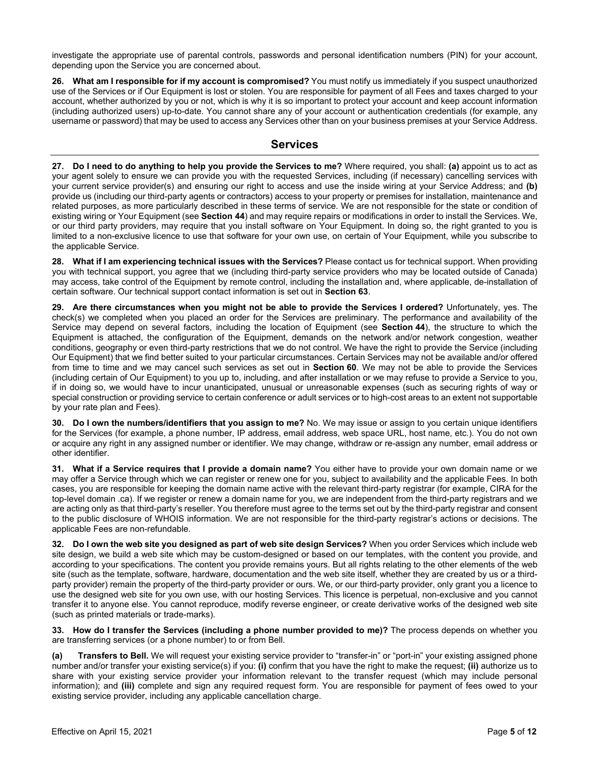investigate the appropriate use of parental controls, passwords and personal identification numbers (PIN) for your account, depending upon the Service you are concerned about.

**26. What am I responsible for if my account is compromised?** You must notify us immediately if you suspect unauthorized use of the Services or if Our Equipment is lost or stolen. You are responsible for payment of all Fees and taxes charged to your account, whether authorized by you or not, which is why it is so important to protect your account and keep account information (including authorized users) up-to-date. You cannot share any of your account or authentication credentials (for example, any username or password) that may be used to access any Services other than on your business premises at your Service Address.

## Services

**27. Do I need to do anything to help you provide the Services to me?** Where required, you shall: **(a)** appoint us to act as your agent solely to ensure we can provide you with the requested Services, including (if necessary) cancelling services with your current service provider(s) and ensuring our right to access and use the inside wiring at your Service Address; and **(b)** provide us (including our third-party agents or contractors) access to your property or premises for installation, maintenance and related purposes, as more particularly described in these terms of service. We are not responsible for the state or condition of existing wiring or Your Equipment (see **Section 44**) and may require repairs or modifications in order to install the Services. We, or our third party providers, may require that you install software on Your Equipment. In doing so, the right granted to you is limited to a non-exclusive licence to use that software for your own use, on certain of Your Equipment, while you subscribe to the applicable Service.

**28. What if I am experiencing technical issues with the Services?** Please contact us for technical support. When providing you with technical support, you agree that we (including third-party service providers who may be located outside of Canada) may access, take control of the Equipment by remote control, including the installation and, where applicable, de-installation of certain software. Our technical support contact information is set out in **Section 63**.

**29. Are there circumstances when you might not be able to provide the Services I ordered?** Unfortunately, yes. The check(s) we completed when you placed an order for the Services are preliminary. The performance and availability of the Service may depend on several factors, including the location of Equipment (see **Section 44**), the structure to which the Equipment is attached, the configuration of the Equipment, demands on the network and/or network congestion, weather conditions, geography or even third-party restrictions that we do not control. We have the right to provide the Service (including Our Equipment) that we find better suited to your particular circumstances. Certain Services may not be available and/or offered from time to time and we may cancel such services as set out in **Section 60**. We may not be able to provide the Services (including certain of Our Equipment) to you up to, including, and after installation or we may refuse to provide a Service to you, if in doing so, we would have to incur unanticipated, unusual or unreasonable expenses (such as securing rights of way or special construction or providing service to certain conference or adult services or to high-cost areas to an extent not supportable by your rate plan and Fees).

**30. Do I own the numbers/identifiers that you assign to me?** No. We may issue or assign to you certain unique identifiers for the Services (for example, a phone number, IP address, email address, web space URL, host name, etc.). You do not own or acquire any right in any assigned number or identifier. We may change, withdraw or re-assign any number, email address or other identifier.

**31. What if a Service requires that I provide a domain name?** You either have to provide your own domain name or we may offer a Service through which we can register or renew one for you, subject to availability and the applicable Fees. In both cases, you are responsible for keeping the domain name active with the relevant third-party registrar (for example, CIRA for the top-level domain .ca). If we register or renew a domain name for you, we are independent from the third-party registrars and we are acting only as that third-party's reseller. You therefore must agree to the terms set out by the third-party registrar and consent to the public disclosure of WHOIS information. We are not responsible for the third-party registrar's actions or decisions. The applicable Fees are non-refundable.

**32. Do I own the web site you designed as part of web site design Services?** When you order Services which include web site design, we build a web site which may be custom-designed or based on our templates, with the content you provide, and according to your specifications. The content you provide remains yours. But all rights relating to the other elements of the web site (such as the template, software, hardware, documentation and the web site itself, whether they are created by us or a third-party provider) remain the property of the third-party provider or ours. We, or our third-party provider, only grant you a licence to use the designed web site for you own use, with our hosting Services. This licence is perpetual, non-exclusive and you cannot transfer it to anyone else. You cannot reproduce, modify reverse engineer, or create derivative works of the designed web site (such as printed materials or trade-marks).

**33. How do I transfer the Services (including a phone number provided to me)?** The process depends on whether you are transferring services (or a phone number) to or from Bell.

**(a) Transfers to Bell.** We will request your existing service provider to "transfer-in" or "port-in" your existing assigned phone number and/or transfer your existing service(s) if you: **(i)** confirm that you have the right to make the request; **(ii)** authorize us to share with your existing service provider your information relevant to the transfer request (which may include personal information); and **(iii)** complete and sign any required request form. You are responsible for payment of fees owed to your existing service provider, including any applicable cancellation charge.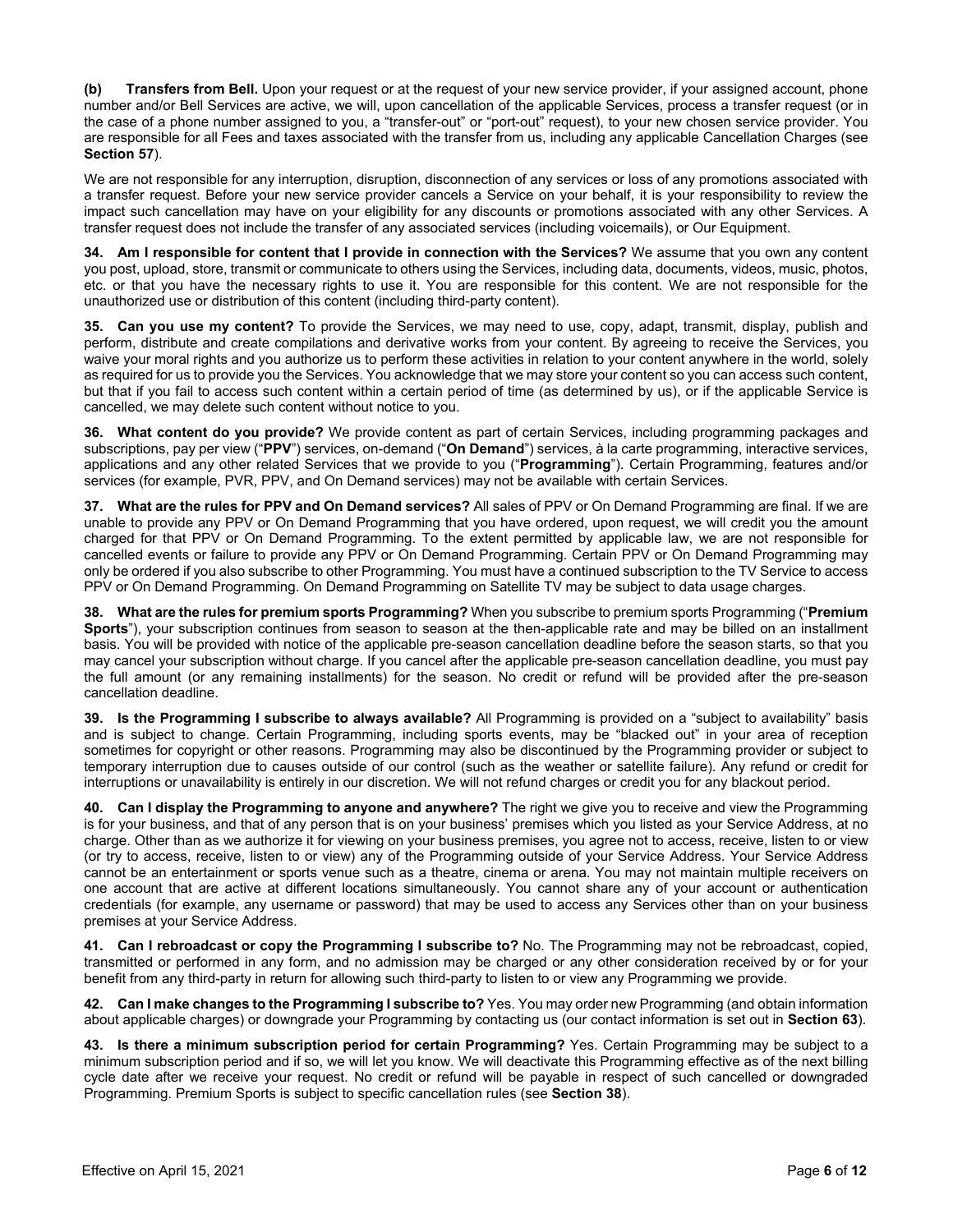**(b) Transfers from Bell.** Upon your request or at the request of your new service provider, if your assigned account, phone number and/or Bell Services are active, we will, upon cancellation of the applicable Services, process a transfer request (or in the case of a phone number assigned to you, a "transfer-out" or "port-out" request), to your new chosen service provider. You are responsible for all Fees and taxes associated with the transfer from us, including any applicable Cancellation Charges (see **Section 57**).

We are not responsible for any interruption, disruption, disconnection of any services or loss of any promotions associated with a transfer request. Before your new service provider cancels a Service on your behalf, it is your responsibility to review the impact such cancellation may have on your eligibility for any discounts or promotions associated with any other Services. A transfer request does not include the transfer of any associated services (including voicemails), or Our Equipment.

**34. Am I responsible for content that I provide in connection with the Services?** We assume that you own any content you post, upload, store, transmit or communicate to others using the Services, including data, documents, videos, music, photos, etc. or that you have the necessary rights to use it. You are responsible for this content. We are not responsible for the unauthorized use or distribution of this content (including third-party content).

**35. Can you use my content?** To provide the Services, we may need to use, copy, adapt, transmit, display, publish and perform, distribute and create compilations and derivative works from your content. By agreeing to receive the Services, you waive your moral rights and you authorize us to perform these activities in relation to your content anywhere in the world, solely as required for us to provide you the Services. You acknowledge that we may store your content so you can access such content, but that if you fail to access such content within a certain period of time (as determined by us), or if the applicable Service is cancelled, we may delete such content without notice to you.

**36. What content do you provide?** We provide content as part of certain Services, including programming packages and subscriptions, pay per view ("**PPV**") services, on-demand ("**On Demand**") services, à la carte programming, interactive services, applications and any other related Services that we provide to you ("**Programming**"). Certain Programming, features and/or services (for example, PVR, PPV, and On Demand services) may not be available with certain Services.

**37. What are the rules for PPV and On Demand services?** All sales of PPV or On Demand Programming are final. If we are unable to provide any PPV or On Demand Programming that you have ordered, upon request, we will credit you the amount charged for that PPV or On Demand Programming. To the extent permitted by applicable law, we are not responsible for cancelled events or failure to provide any PPV or On Demand Programming. Certain PPV or On Demand Programming may only be ordered if you also subscribe to other Programming. You must have a continued subscription to the TV Service to access PPV or On Demand Programming. On Demand Programming on Satellite TV may be subject to data usage charges.

**38. What are the rules for premium sports Programming?** When you subscribe to premium sports Programming ("**Premium Sports**"), your subscription continues from season to season at the then-applicable rate and may be billed on an installment basis. You will be provided with notice of the applicable pre-season cancellation deadline before the season starts, so that you may cancel your subscription without charge. If you cancel after the applicable pre-season cancellation deadline, you must pay the full amount (or any remaining installments) for the season. No credit or refund will be provided after the pre-season cancellation deadline.

**39. Is the Programming I subscribe to always available?** All Programming is provided on a "subject to availability" basis and is subject to change. Certain Programming, including sports events, may be "blacked out" in your area of reception sometimes for copyright or other reasons. Programming may also be discontinued by the Programming provider or subject to temporary interruption due to causes outside of our control (such as the weather or satellite failure). Any refund or credit for interruptions or unavailability is entirely in our discretion. We will not refund charges or credit you for any blackout period.

**40. Can I display the Programming to anyone and anywhere?** The right we give you to receive and view the Programming is for your business, and that of any person that is on your business' premises which you listed as your Service Address, at no charge. Other than as we authorize it for viewing on your business premises, you agree not to access, receive, listen to or view (or try to access, receive, listen to or view) any of the Programming outside of your Service Address. Your Service Address cannot be an entertainment or sports venue such as a theatre, cinema or arena. You may not maintain multiple receivers on one account that are active at different locations simultaneously. You cannot share any of your account or authentication credentials (for example, any username or password) that may be used to access any Services other than on your business premises at your Service Address.

**41. Can I rebroadcast or copy the Programming I subscribe to?** No. The Programming may not be rebroadcast, copied, transmitted or performed in any form, and no admission may be charged or any other consideration received by or for your benefit from any third-party in return for allowing such third-party to listen to or view any Programming we provide.

**42. Can I make changes to the Programming I subscribe to?** Yes. You may order new Programming (and obtain information about applicable charges) or downgrade your Programming by contacting us (our contact information is set out in **Section 63**).

**43. Is there a minimum subscription period for certain Programming?** Yes. Certain Programming may be subject to a minimum subscription period and if so, we will let you know. We will deactivate this Programming effective as of the next billing cycle date after we receive your request. No credit or refund will be payable in respect of such cancelled or downgraded Programming. Premium Sports is subject to specific cancellation rules (see **Section 38**).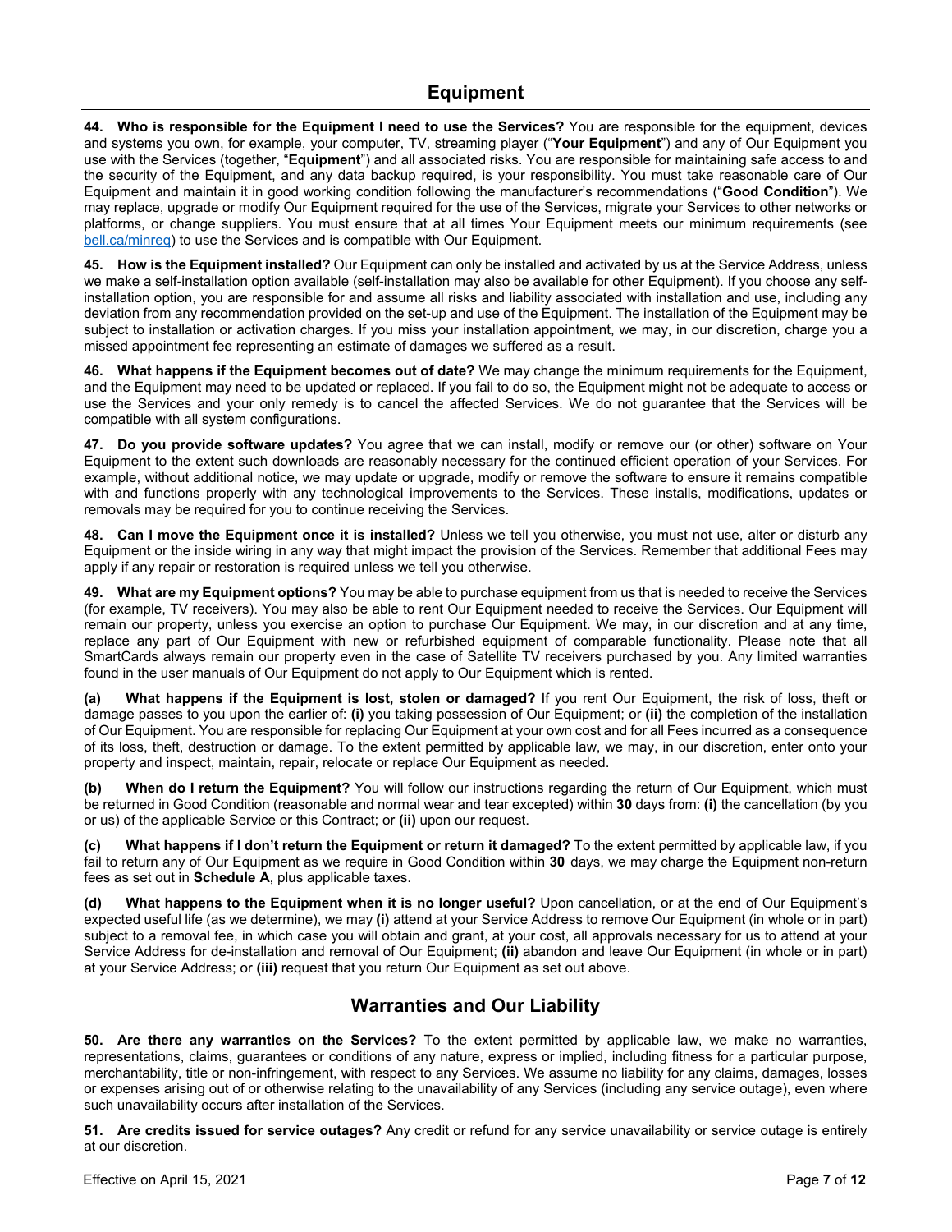## Equipment

**44. Who is responsible for the Equipment I need to use the Services?** You are responsible for the equipment, devices and systems you own, for example, your computer, TV, streaming player ("**Your Equipment**") and any of Our Equipment you use with the Services (together, "**Equipment**") and all associated risks. You are responsible for maintaining safe access to and the security of the Equipment, and any data backup required, is your responsibility. You must take reasonable care of Our Equipment and maintain it in good working condition following the manufacturer's recommendations ("**Good Condition**"). We may replace, upgrade or modify Our Equipment required for the use of the Services, migrate your Services to other networks or platforms, or change suppliers. You must ensure that at all times Your Equipment meets our minimum requirements (see bell.ca/minreq) to use the Services and is compatible with Our Equipment.

**45. How is the Equipment installed?** Our Equipment can only be installed and activated by us at the Service Address, unless we make a self-installation option available (self-installation may also be available for other Equipment). If you choose any self-installation option, you are responsible for and assume all risks and liability associated with installation and use, including any deviation from any recommendation provided on the set-up and use of the Equipment. The installation of the Equipment may be subject to installation or activation charges. If you miss your installation appointment, we may, in our discretion, charge you a missed appointment fee representing an estimate of damages we suffered as a result.

**46. What happens if the Equipment becomes out of date?** We may change the minimum requirements for the Equipment, and the Equipment may need to be updated or replaced. If you fail to do so, the Equipment might not be adequate to access or use the Services and your only remedy is to cancel the affected Services. We do not guarantee that the Services will be compatible with all system configurations.

**47. Do you provide software updates?** You agree that we can install, modify or remove our (or other) software on Your Equipment to the extent such downloads are reasonably necessary for the continued efficient operation of your Services. For example, without additional notice, we may update or upgrade, modify or remove the software to ensure it remains compatible with and functions properly with any technological improvements to the Services. These installs, modifications, updates or removals may be required for you to continue receiving the Services.

**48. Can I move the Equipment once it is installed?** Unless we tell you otherwise, you must not use, alter or disturb any Equipment or the inside wiring in any way that might impact the provision of the Services. Remember that additional Fees may apply if any repair or restoration is required unless we tell you otherwise.

**49. What are my Equipment options?** You may be able to purchase equipment from us that is needed to receive the Services (for example, TV receivers). You may also be able to rent Our Equipment needed to receive the Services. Our Equipment will remain our property, unless you exercise an option to purchase Our Equipment. We may, in our discretion and at any time, replace any part of Our Equipment with new or refurbished equipment of comparable functionality. Please note that all SmartCards always remain our property even in the case of Satellite TV receivers purchased by you. Any limited warranties found in the user manuals of Our Equipment do not apply to Our Equipment which is rented.

**(a) What happens if the Equipment is lost, stolen or damaged?** If you rent Our Equipment, the risk of loss, theft or damage passes to you upon the earlier of: **(i)** you taking possession of Our Equipment; or **(ii)** the completion of the installation of Our Equipment. You are responsible for replacing Our Equipment at your own cost and for all Fees incurred as a consequence of its loss, theft, destruction or damage. To the extent permitted by applicable law, we may, in our discretion, enter onto your property and inspect, maintain, repair, relocate or replace Our Equipment as needed.

**(b) When do I return the Equipment?** You will follow our instructions regarding the return of Our Equipment, which must be returned in Good Condition (reasonable and normal wear and tear excepted) within **30** days from: **(i)** the cancellation (by you or us) of the applicable Service or this Contract; or **(ii)** upon our request.

**(c) What happens if I don't return the Equipment or return it damaged?** To the extent permitted by applicable law, if you fail to return any of Our Equipment as we require in Good Condition within **30** days, we may charge the Equipment non-return fees as set out in **Schedule A**, plus applicable taxes.

**(d) What happens to the Equipment when it is no longer useful?** Upon cancellation, or at the end of Our Equipment's expected useful life (as we determine), we may **(i)** attend at your Service Address to remove Our Equipment (in whole or in part) subject to a removal fee, in which case you will obtain and grant, at your cost, all approvals necessary for us to attend at your Service Address for de-installation and removal of Our Equipment; **(ii)** abandon and leave Our Equipment (in whole or in part) at your Service Address; or **(iii)** request that you return Our Equipment as set out above.

## Warranties and Our Liability

**50. Are there any warranties on the Services?** To the extent permitted by applicable law, we make no warranties, representations, claims, guarantees or conditions of any nature, express or implied, including fitness for a particular purpose, merchantability, title or non-infringement, with respect to any Services. We assume no liability for any claims, damages, losses or expenses arising out of or otherwise relating to the unavailability of any Services (including any service outage), even where such unavailability occurs after installation of the Services.

**51. Are credits issued for service outages?** Any credit or refund for any service unavailability or service outage is entirely at our discretion.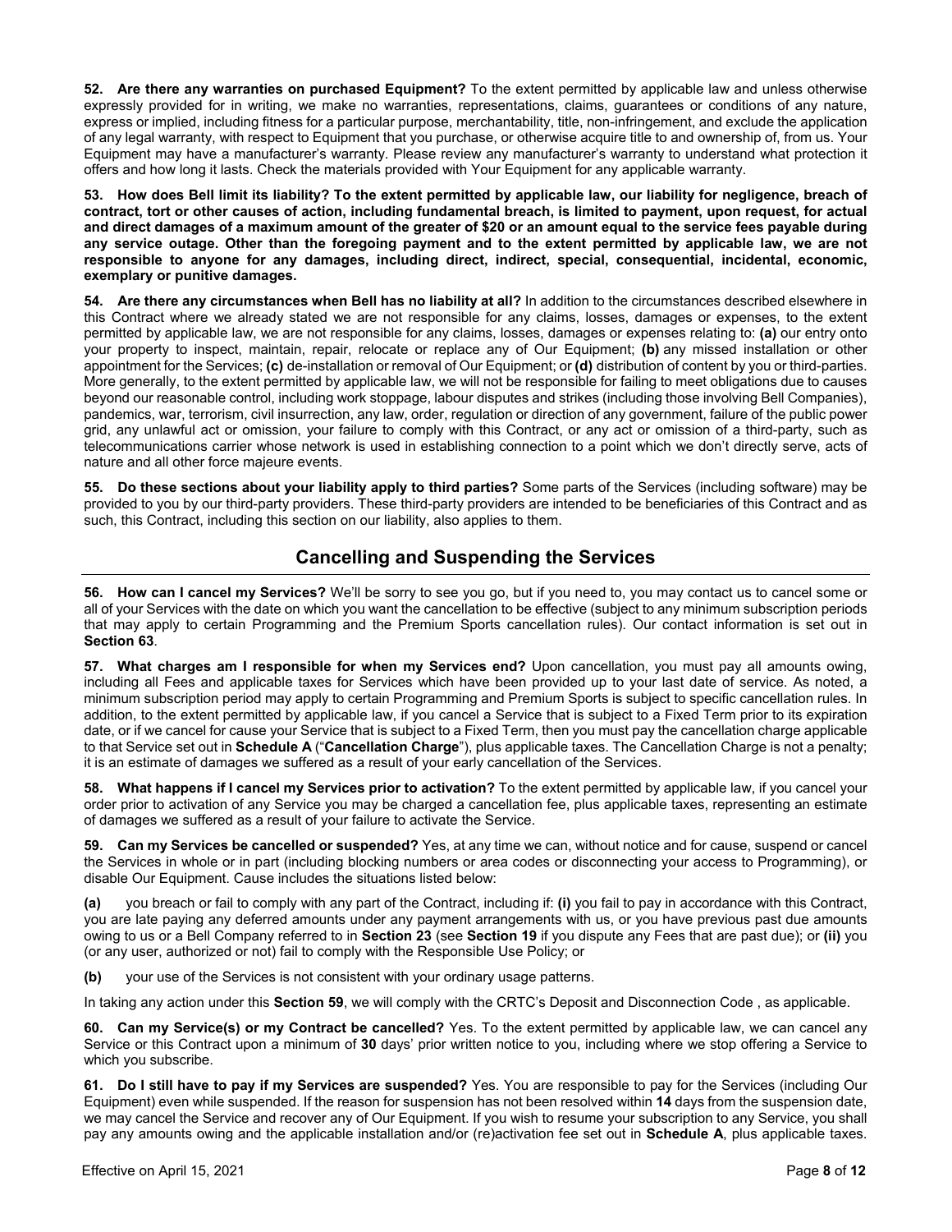**52. Are there any warranties on purchased Equipment?** To the extent permitted by applicable law and unless otherwise expressly provided for in writing, we make no warranties, representations, claims, guarantees or conditions of any nature, express or implied, including fitness for a particular purpose, merchantability, title, non-infringement, and exclude the application of any legal warranty, with respect to Equipment that you purchase, or otherwise acquire title to and ownership of, from us. Your Equipment may have a manufacturer's warranty. Please review any manufacturer's warranty to understand what protection it offers and how long it lasts. Check the materials provided with Your Equipment for any applicable warranty.

**53. How does Bell limit its liability? To the extent permitted by applicable law, our liability for negligence, breach of contract, tort or other causes of action, including fundamental breach, is limited to payment, upon request, for actual and direct damages of a maximum amount of the greater of $20 or an amount equal to the service fees payable during any service outage. Other than the foregoing payment and to the extent permitted by applicable law, we are not responsible to anyone for any damages, including direct, indirect, special, consequential, incidental, economic, exemplary or punitive damages.**

**54. Are there any circumstances when Bell has no liability at all?** In addition to the circumstances described elsewhere in this Contract where we already stated we are not responsible for any claims, losses, damages or expenses, to the extent permitted by applicable law, we are not responsible for any claims, losses, damages or expenses relating to: **(a)** our entry onto your property to inspect, maintain, repair, relocate or replace any of Our Equipment; **(b)** any missed installation or other appointment for the Services; **(c)** de-installation or removal of Our Equipment; or **(d)** distribution of content by you or third-parties. More generally, to the extent permitted by applicable law, we will not be responsible for failing to meet obligations due to causes beyond our reasonable control, including work stoppage, labour disputes and strikes (including those involving Bell Companies), pandemics, war, terrorism, civil insurrection, any law, order, regulation or direction of any government, failure of the public power grid, any unlawful act or omission, your failure to comply with this Contract, or any act or omission of a third-party, such as telecommunications carrier whose network is used in establishing connection to a point which we don't directly serve, acts of nature and all other force majeure events.

**55. Do these sections about your liability apply to third parties?** Some parts of the Services (including software) may be provided to you by our third-party providers. These third-party providers are intended to be beneficiaries of this Contract and as such, this Contract, including this section on our liability, also applies to them.

## Cancelling and Suspending the Services

**56. How can I cancel my Services?** We'll be sorry to see you go, but if you need to, you may contact us to cancel some or all of your Services with the date on which you want the cancellation to be effective (subject to any minimum subscription periods that may apply to certain Programming and the Premium Sports cancellation rules). Our contact information is set out in **Section 63**.

**57. What charges am I responsible for when my Services end?** Upon cancellation, you must pay all amounts owing, including all Fees and applicable taxes for Services which have been provided up to your last date of service. As noted, a minimum subscription period may apply to certain Programming and Premium Sports is subject to specific cancellation rules. In addition, to the extent permitted by applicable law, if you cancel a Service that is subject to a Fixed Term prior to its expiration date, or if we cancel for cause your Service that is subject to a Fixed Term, then you must pay the cancellation charge applicable to that Service set out in **Schedule A** ("**Cancellation Charge**"), plus applicable taxes. The Cancellation Charge is not a penalty; it is an estimate of damages we suffered as a result of your early cancellation of the Services.

**58. What happens if I cancel my Services prior to activation?** To the extent permitted by applicable law, if you cancel your order prior to activation of any Service you may be charged a cancellation fee, plus applicable taxes, representing an estimate of damages we suffered as a result of your failure to activate the Service.

**59. Can my Services be cancelled or suspended?** Yes, at any time we can, without notice and for cause, suspend or cancel the Services in whole or in part (including blocking numbers or area codes or disconnecting your access to Programming), or disable Our Equipment. Cause includes the situations listed below:

**(a)** you breach or fail to comply with any part of the Contract, including if: **(i)** you fail to pay in accordance with this Contract, you are late paying any deferred amounts under any payment arrangements with us, or you have previous past due amounts owing to us or a Bell Company referred to in **Section 23** (see **Section 19** if you dispute any Fees that are past due); or **(ii)** you (or any user, authorized or not) fail to comply with the Responsible Use Policy; or

**(b)** your use of the Services is not consistent with your ordinary usage patterns.

In taking any action under this **Section 59**, we will comply with the CRTC's Deposit and Disconnection Code , as applicable.

**60. Can my Service(s) or my Contract be cancelled?** Yes. To the extent permitted by applicable law, we can cancel any Service or this Contract upon a minimum of **30** days' prior written notice to you, including where we stop offering a Service to which you subscribe.

**61. Do I still have to pay if my Services are suspended?** Yes. You are responsible to pay for the Services (including Our Equipment) even while suspended. If the reason for suspension has not been resolved within **14** days from the suspension date, we may cancel the Service and recover any of Our Equipment. If you wish to resume your subscription to any Service, you shall pay any amounts owing and the applicable installation and/or (re)activation fee set out in **Schedule A**, plus applicable taxes.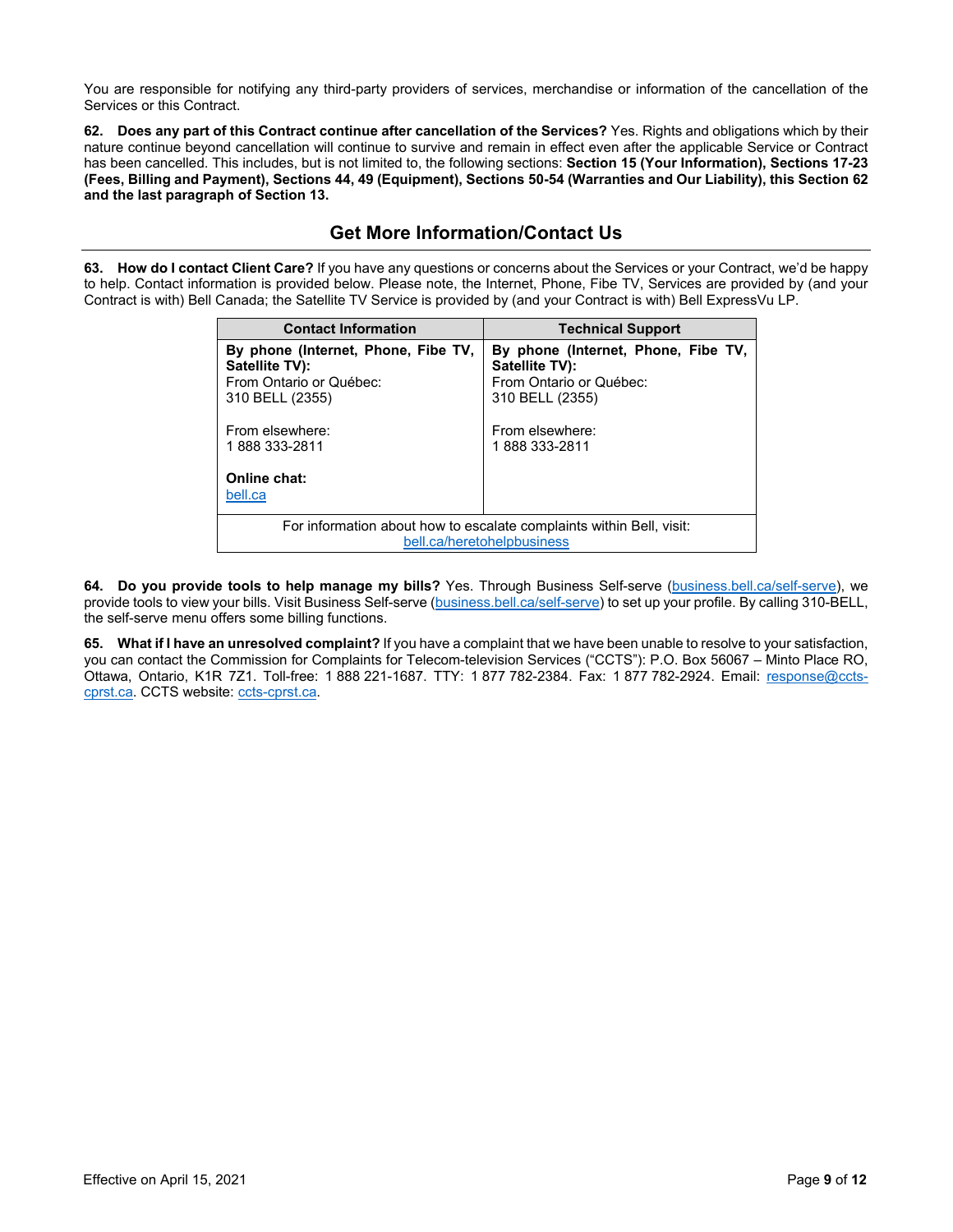You are responsible for notifying any third-party providers of services, merchandise or information of the cancellation of the Services or this Contract.

**62. Does any part of this Contract continue after cancellation of the Services?** Yes. Rights and obligations which by their nature continue beyond cancellation will continue to survive and remain in effect even after the applicable Service or Contract has been cancelled. This includes, but is not limited to, the following sections: **Section 15 (Your Information), Sections 17-23 (Fees, Billing and Payment), Sections 44, 49 (Equipment), Sections 50-54 (Warranties and Our Liability), this Section 62 and the last paragraph of Section 13.**

## Get More Information/Contact Us

**63. How do I contact Client Care?** If you have any questions or concerns about the Services or your Contract, we'd be happy to help. Contact information is provided below. Please note, the Internet, Phone, Fibe TV, Services are provided by (and your Contract is with) Bell Canada; the Satellite TV Service is provided by (and your Contract is with) Bell ExpressVu LP.

| Contact Information | Technical Support |
| --- | --- |
| **By phone (Internet, Phone, Fibe TV, Satellite TV):**<br>From Ontario or Québec:<br>310 BELL (2355)<br><br>From elsewhere:<br>1 888 333-2811<br><br>**Online chat:**<br>bell.ca | **By phone (Internet, Phone, Fibe TV, Satellite TV):**<br>From Ontario or Québec:<br>310 BELL (2355)<br><br>From elsewhere:<br>1 888 333-2811 |
| For information about how to escalate complaints within Bell, visit: bell.ca/heretohelpbusiness | |

**64. Do you provide tools to help manage my bills?** Yes. Through Business Self-serve (business.bell.ca/self-serve), we provide tools to view your bills. Visit Business Self-serve (business.bell.ca/self-serve) to set up your profile. By calling 310-BELL, the self-serve menu offers some billing functions.

**65. What if I have an unresolved complaint?** If you have a complaint that we have been unable to resolve to your satisfaction, you can contact the Commission for Complaints for Telecom-television Services ("CCTS"): P.O. Box 56067 – Minto Place RO, Ottawa, Ontario, K1R 7Z1. Toll-free: 1 888 221-1687. TTY: 1 877 782-2384. Fax: 1 877 782-2924. Email: response@ccts-cprst.ca. CCTS website: ccts-cprst.ca.

Effective on April 15, 2021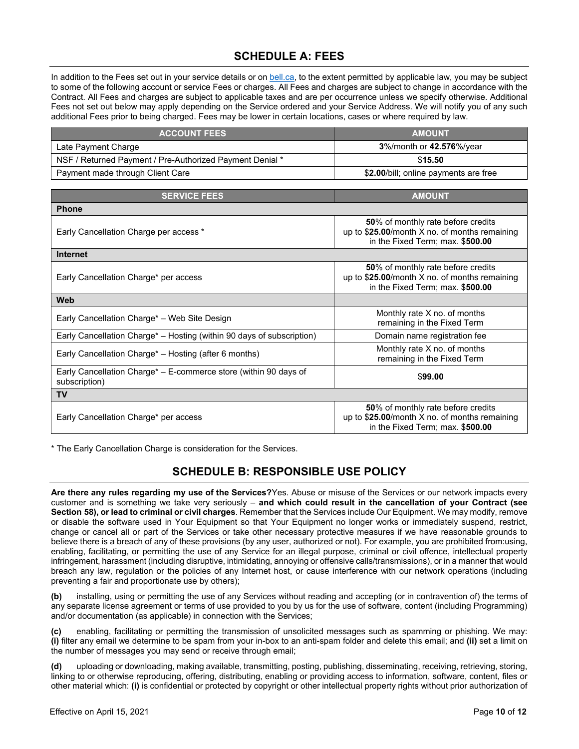## SCHEDULE A: FEES

In addition to the Fees set out in your service details or on bell.ca, to the extent permitted by applicable law, you may be subject to some of the following account or service Fees or charges. All Fees and charges are subject to change in accordance with the Contract. All Fees and charges are subject to applicable taxes and are per occurrence unless we specify otherwise. Additional Fees not set out below may apply depending on the Service ordered and your Service Address. We will notify you of any such additional Fees prior to being charged. Fees may be lower in certain locations, cases or where required by law.

| ACCOUNT FEES | AMOUNT |
|---|---|
| Late Payment Charge | **3**%/month or **42.576**%/year |
| NSF / Returned Payment / Pre-Authorized Payment Denial * | $**15.50** |
| Payment made through Client Care | $**2.00**/bill; online payments are free |

| SERVICE FEES | AMOUNT |
|---|---|
| **Phone** | |
| Early Cancellation Charge per access * | **50**% of monthly rate before credits up to $**25.00**/month X no. of months remaining in the Fixed Term; max. $**500.00** |
| **Internet** | |
| Early Cancellation Charge* per access | **50**% of monthly rate before credits up to $**25.00**/month X no. of months remaining in the Fixed Term; max. $**500.00** |
| **Web** | |
| Early Cancellation Charge* – Web Site Design | Monthly rate X no. of months remaining in the Fixed Term |
| Early Cancellation Charge* – Hosting (within 90 days of subscription) | Domain name registration fee |
| Early Cancellation Charge* – Hosting (after 6 months) | Monthly rate X no. of months remaining in the Fixed Term |
| Early Cancellation Charge* – E-commerce store (within 90 days of subscription) | $**99.00** |
| **TV** | |
| Early Cancellation Charge* per access | **50**% of monthly rate before credits up to $**25.00**/month X no. of months remaining in the Fixed Term; max. $**500.00** |

* The Early Cancellation Charge is consideration for the Services.

## SCHEDULE B: RESPONSIBLE USE POLICY

**Are there any rules regarding my use of the Services?** Yes. Abuse or misuse of the Services or our network impacts every customer and is something we take very seriously – **and which could result in the cancellation of your Contract (see Section 58), or lead to criminal or civil charges**. Remember that the Services include Our Equipment. We may modify, remove or disable the software used in Your Equipment so that Your Equipment no longer works or immediately suspend, restrict, change or cancel all or part of the Services or take other necessary protective measures if we have reasonable grounds to believe there is a breach of any of these provisions (by any user, authorized or not). For example, you are prohibited from:using, enabling, facilitating, or permitting the use of any Service for an illegal purpose, criminal or civil offence, intellectual property infringement, harassment (including disruptive, intimidating, annoying or offensive calls/transmissions), or in a manner that would breach any law, regulation or the policies of any Internet host, or cause interference with our network operations (including preventing a fair and proportionate use by others);

**(b)** installing, using or permitting the use of any Services without reading and accepting (or in contravention of) the terms of any separate license agreement or terms of use provided to you by us for the use of software, content (including Programming) and/or documentation (as applicable) in connection with the Services;

**(c)** enabling, facilitating or permitting the transmission of unsolicited messages such as spamming or phishing. We may: **(i)** filter any email we determine to be spam from your in-box to an anti-spam folder and delete this email; and **(ii)** set a limit on the number of messages you may send or receive through email;

**(d)** uploading or downloading, making available, transmitting, posting, publishing, disseminating, receiving, retrieving, storing, linking to or otherwise reproducing, offering, distributing, enabling or providing access to information, software, content, files or other material which: **(i)** is confidential or protected by copyright or other intellectual property rights without prior authorization of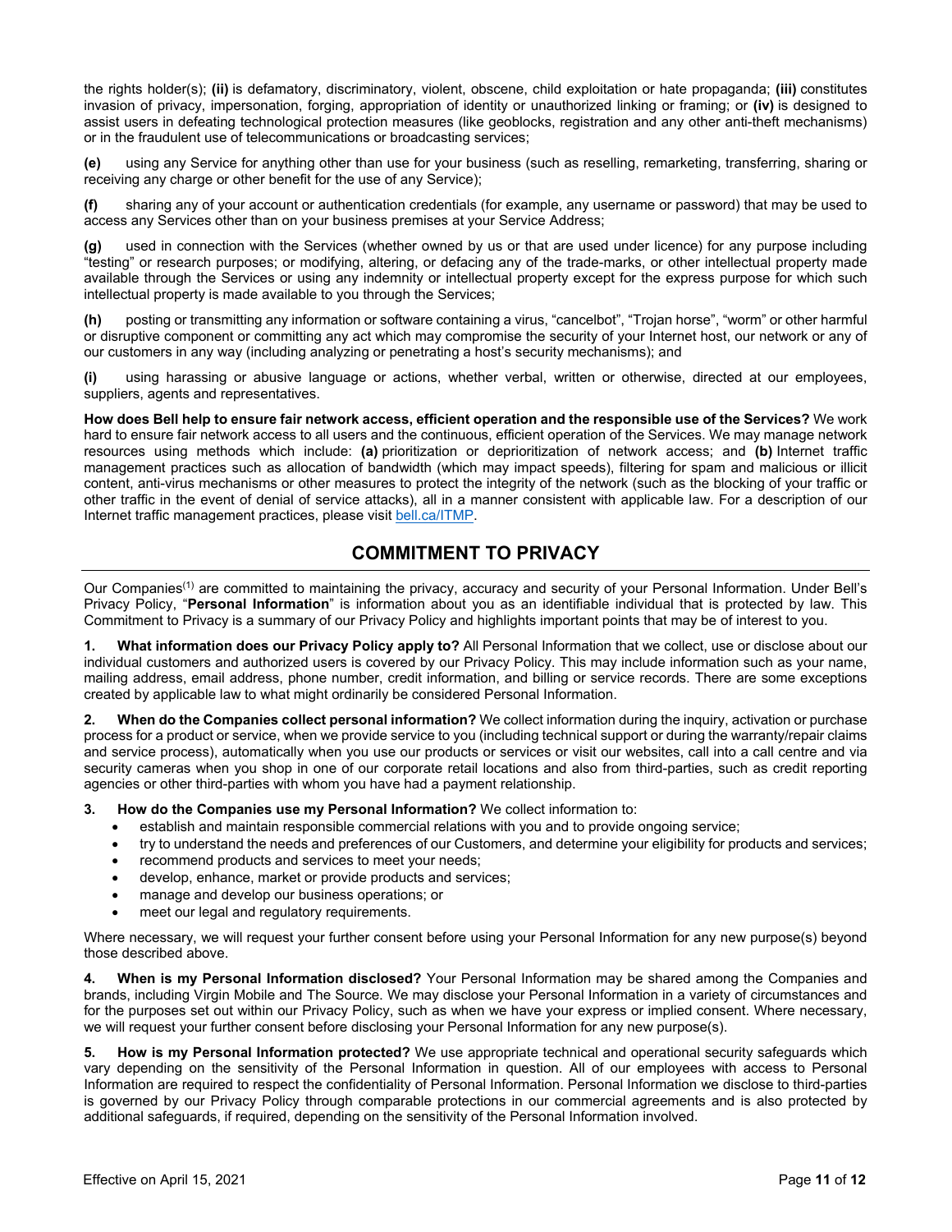the rights holder(s); **(ii)** is defamatory, discriminatory, violent, obscene, child exploitation or hate propaganda; **(iii)** constitutes invasion of privacy, impersonation, forging, appropriation of identity or unauthorized linking or framing; or **(iv)** is designed to assist users in defeating technological protection measures (like geoblocks, registration and any other anti-theft mechanisms) or in the fraudulent use of telecommunications or broadcasting services;

**(e)** using any Service for anything other than use for your business (such as reselling, remarketing, transferring, sharing or receiving any charge or other benefit for the use of any Service);

**(f)** sharing any of your account or authentication credentials (for example, any username or password) that may be used to access any Services other than on your business premises at your Service Address;

**(g)** used in connection with the Services (whether owned by us or that are used under licence) for any purpose including "testing" or research purposes; or modifying, altering, or defacing any of the trade-marks, or other intellectual property made available through the Services or using any indemnity or intellectual property except for the express purpose for which such intellectual property is made available to you through the Services;

**(h)** posting or transmitting any information or software containing a virus, "cancelbot", "Trojan horse", "worm" or other harmful or disruptive component or committing any act which may compromise the security of your Internet host, our network or any of our customers in any way (including analyzing or penetrating a host's security mechanisms); and

**(i)** using harassing or abusive language or actions, whether verbal, written or otherwise, directed at our employees, suppliers, agents and representatives.

**How does Bell help to ensure fair network access, efficient operation and the responsible use of the Services?** We work hard to ensure fair network access to all users and the continuous, efficient operation of the Services. We may manage network resources using methods which include: **(a)** prioritization or deprioritization of network access; and **(b)** Internet traffic management practices such as allocation of bandwidth (which may impact speeds), filtering for spam and malicious or illicit content, anti-virus mechanisms or other measures to protect the integrity of the network (such as the blocking of your traffic or other traffic in the event of denial of service attacks), all in a manner consistent with applicable law. For a description of our Internet traffic management practices, please visit bell.ca/ITMP.

## COMMITMENT TO PRIVACY

Our Companies[(1)] are committed to maintaining the privacy, accuracy and security of your Personal Information. Under Bell's Privacy Policy, "**Personal Information**" is information about you as an identifiable individual that is protected by law. This Commitment to Privacy is a summary of our Privacy Policy and highlights important points that may be of interest to you.

**1. What information does our Privacy Policy apply to?** All Personal Information that we collect, use or disclose about our individual customers and authorized users is covered by our Privacy Policy. This may include information such as your name, mailing address, email address, phone number, credit information, and billing or service records. There are some exceptions created by applicable law to what might ordinarily be considered Personal Information.

**2. When do the Companies collect personal information?** We collect information during the inquiry, activation or purchase process for a product or service, when we provide service to you (including technical support or during the warranty/repair claims and service process), automatically when you use our products or services or visit our websites, call into a call centre and via security cameras when you shop in one of our corporate retail locations and also from third-parties, such as credit reporting agencies or other third-parties with whom you have had a payment relationship.

**3. How do the Companies use my Personal Information?** We collect information to:

- establish and maintain responsible commercial relations with you and to provide ongoing service;
- try to understand the needs and preferences of our Customers, and determine your eligibility for products and services;
- recommend products and services to meet your needs;
- develop, enhance, market or provide products and services;
- manage and develop our business operations; or
- meet our legal and regulatory requirements.

Where necessary, we will request your further consent before using your Personal Information for any new purpose(s) beyond those described above.

**4. When is my Personal Information disclosed?** Your Personal Information may be shared among the Companies and brands, including Virgin Mobile and The Source. We may disclose your Personal Information in a variety of circumstances and for the purposes set out within our Privacy Policy, such as when we have your express or implied consent. Where necessary, we will request your further consent before disclosing your Personal Information for any new purpose(s).

**5. How is my Personal Information protected?** We use appropriate technical and operational security safeguards which vary depending on the sensitivity of the Personal Information in question. All of our employees with access to Personal Information are required to respect the confidentiality of Personal Information. Personal Information we disclose to third-parties is governed by our Privacy Policy through comparable protections in our commercial agreements and is also protected by additional safeguards, if required, depending on the sensitivity of the Personal Information involved.

Effective on April 15, 2021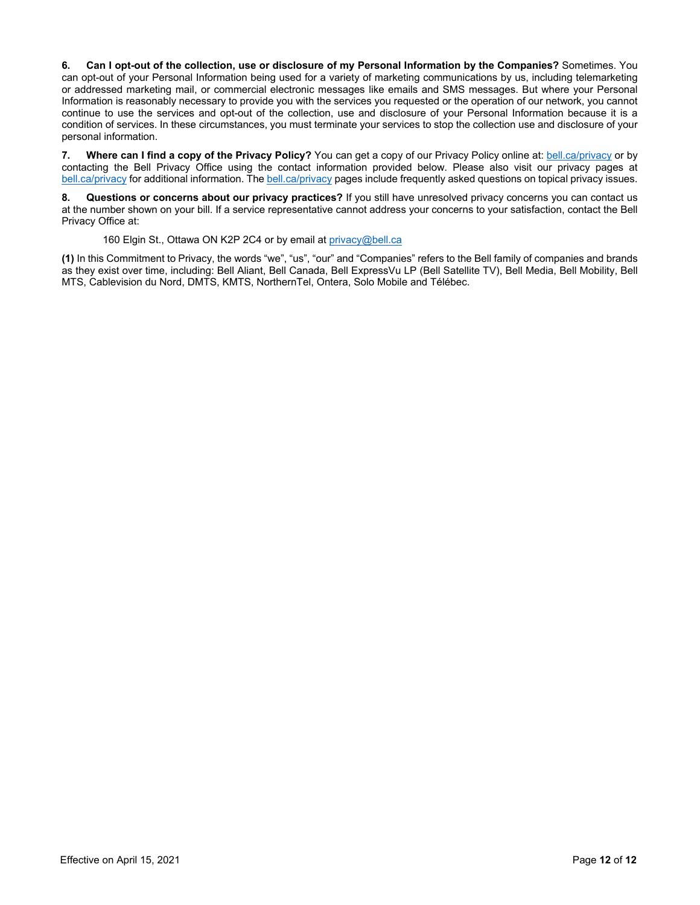**6. Can I opt-out of the collection, use or disclosure of my Personal Information by the Companies?** Sometimes. You can opt-out of your Personal Information being used for a variety of marketing communications by us, including telemarketing or addressed marketing mail, or commercial electronic messages like emails and SMS messages. But where your Personal Information is reasonably necessary to provide you with the services you requested or the operation of our network, you cannot continue to use the services and opt-out of the collection, use and disclosure of your Personal Information because it is a condition of services. In these circumstances, you must terminate your services to stop the collection use and disclosure of your personal information.

**7. Where can I find a copy of the Privacy Policy?** You can get a copy of our Privacy Policy online at: bell.ca/privacy or by contacting the Bell Privacy Office using the contact information provided below. Please also visit our privacy pages at bell.ca/privacy for additional information. The bell.ca/privacy pages include frequently asked questions on topical privacy issues.

**8. Questions or concerns about our privacy practices?** If you still have unresolved privacy concerns you can contact us at the number shown on your bill. If a service representative cannot address your concerns to your satisfaction, contact the Bell Privacy Office at:

160 Elgin St., Ottawa ON K2P 2C4 or by email at privacy@bell.ca

**(1)** In this Commitment to Privacy, the words "we", "us", "our" and "Companies" refers to the Bell family of companies and brands as they exist over time, including: Bell Aliant, Bell Canada, Bell ExpressVu LP (Bell Satellite TV), Bell Media, Bell Mobility, Bell MTS, Cablevision du Nord, DMTS, KMTS, NorthernTel, Ontera, Solo Mobile and Télébec.

Effective on April 15, 2021